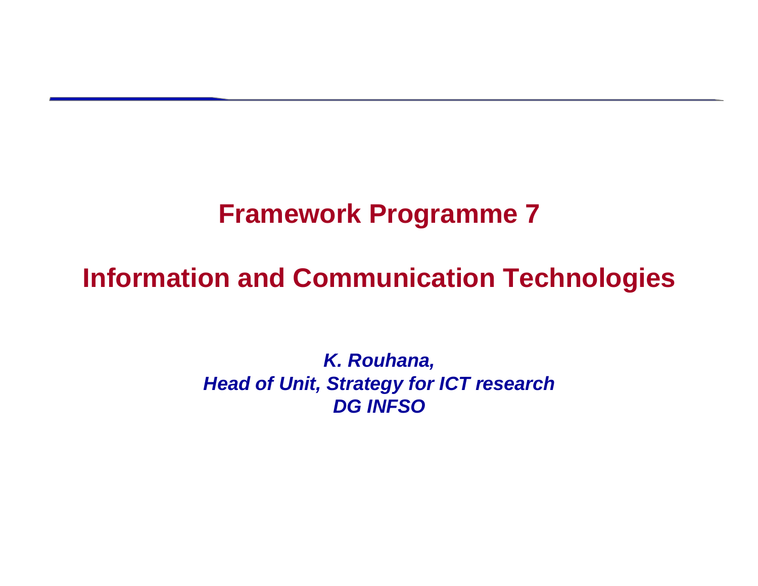# Framework Programme 7

# Information and Communication Technologies

***K. Rouhana,***
***Head of Unit, Strategy for ICT research***
***DG INFSO***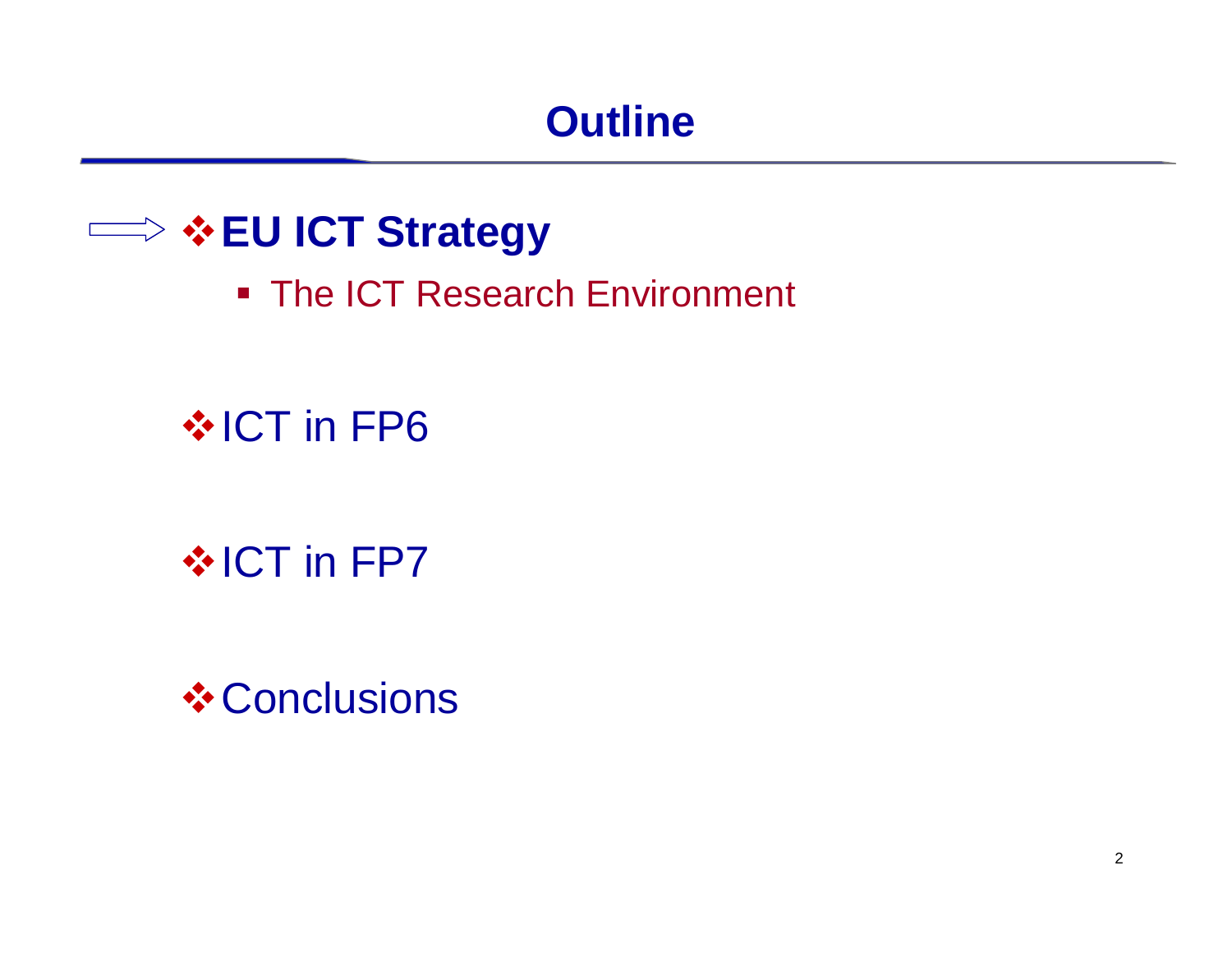# Outline

- **EU ICT Strategy**
  - The ICT Research Environment
- ICT in FP6
- ICT in FP7
- Conclusions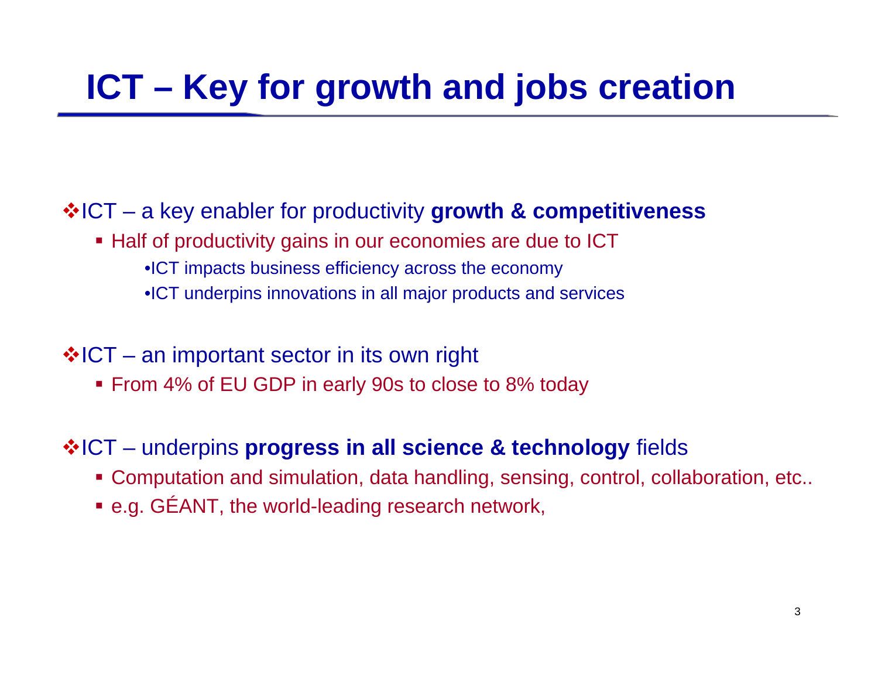# ICT – Key for growth and jobs creation

- ICT – a key enabler for productivity **growth & competitiveness**
  - Half of productivity gains in our economies are due to ICT
    - ICT impacts business efficiency across the economy
    - ICT underpins innovations in all major products and services
- ICT – an important sector in its own right
  - From 4% of EU GDP in early 90s to close to 8% today
- ICT – underpins **progress in all science & technology** fields
  - Computation and simulation, data handling, sensing, control, collaboration, etc..
  - e.g. GÉANT, the world-leading research network,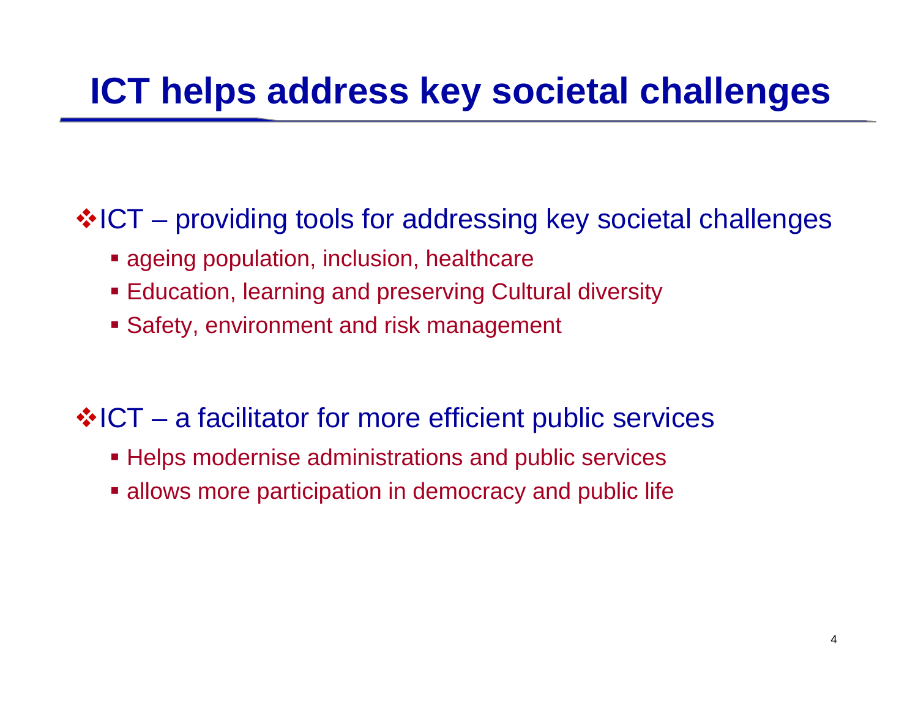# ICT helps address key societal challenges

- ICT – providing tools for addressing key societal challenges
  - ageing population, inclusion, healthcare
  - Education, learning and preserving Cultural diversity
  - Safety, environment and risk management

- ICT – a facilitator for more efficient public services
  - Helps modernise administrations and public services
  - allows more participation in democracy and public life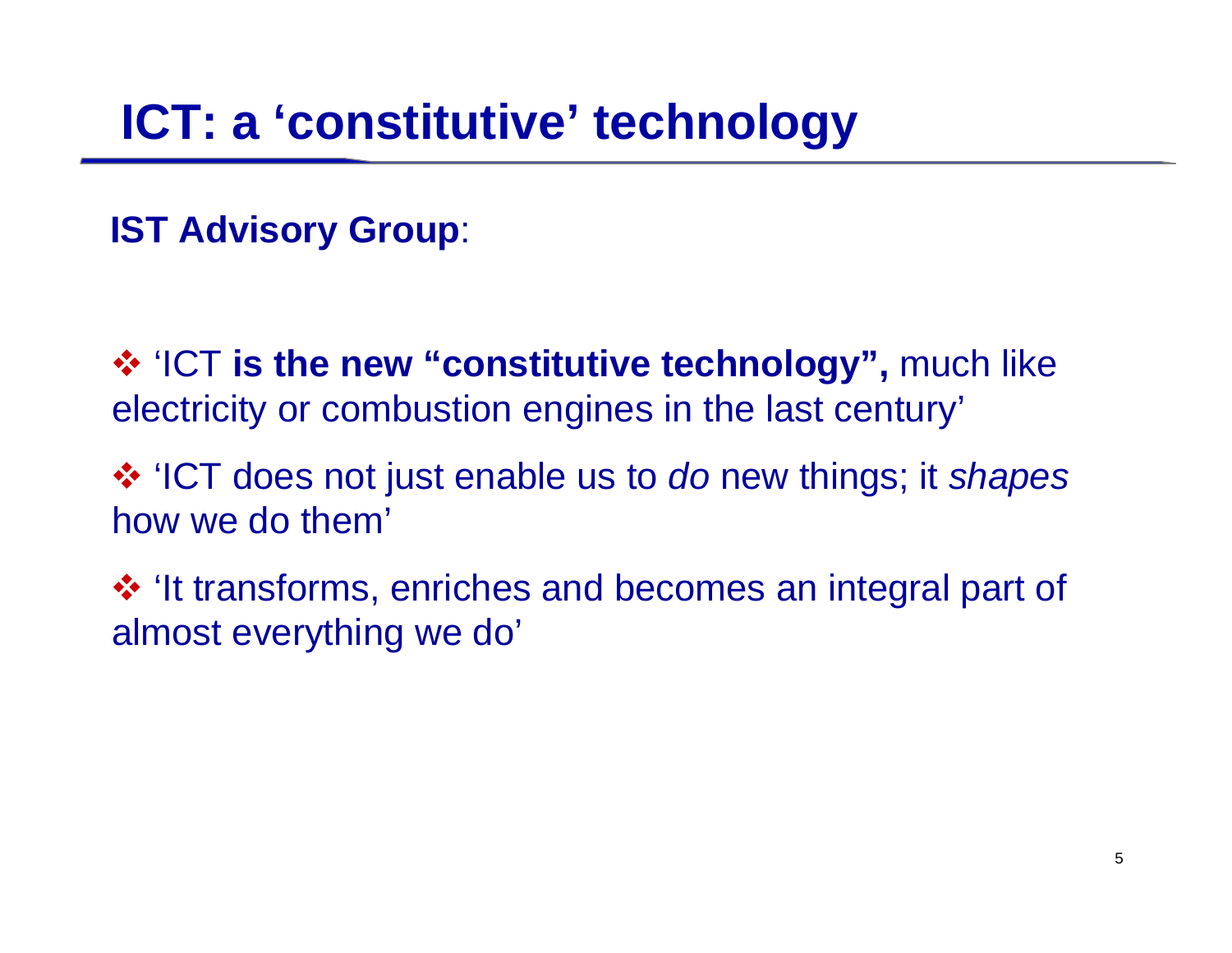# ICT: a 'constitutive' technology

**IST Advisory Group**:

- 'ICT **is the new "constitutive technology",** much like electricity or combustion engines in the last century'
- 'ICT does not just enable us to *do* new things; it *shapes* how we do them'
- 'It transforms, enriches and becomes an integral part of almost everything we do'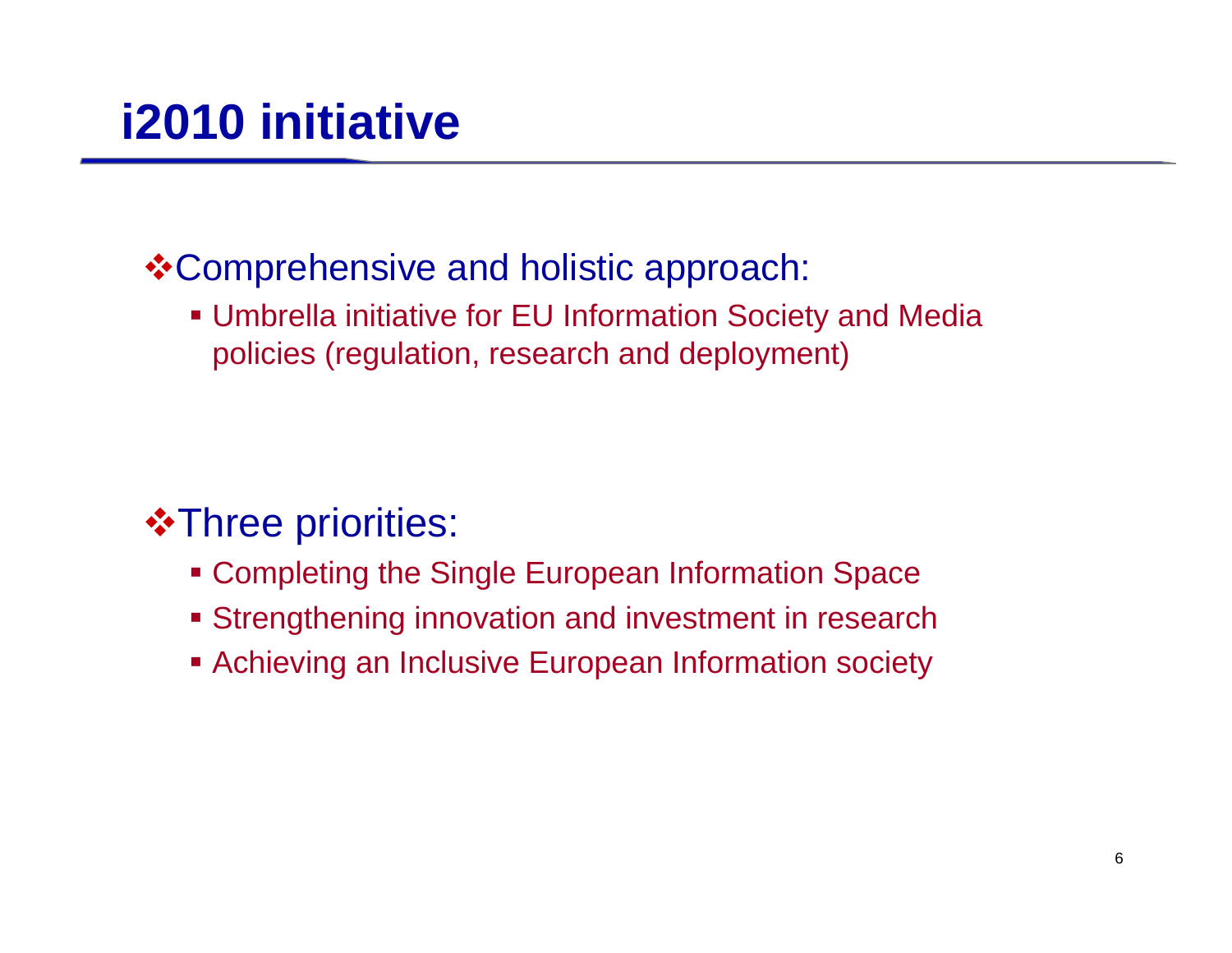# i2010 initiative

- Comprehensive and holistic approach:
  - Umbrella initiative for EU Information Society and Media policies (regulation, research and deployment)

- Three priorities:
  - Completing the Single European Information Space
  - Strengthening innovation and investment in research
  - Achieving an Inclusive European Information society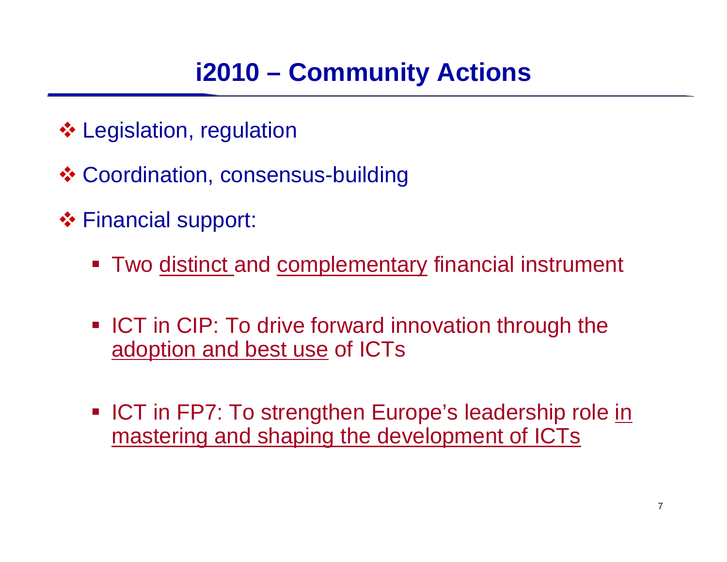# i2010 – Community Actions

- Legislation, regulation
- Coordination, consensus-building
- Financial support:
  - Two <u>distinct</u> and <u>complementary</u> financial instrument
  - ICT in CIP: To drive forward innovation through the <u>adoption and best use</u> of ICTs
  - ICT in FP7: To strengthen Europe's leadership role <u>in mastering and shaping the development of ICTs</u>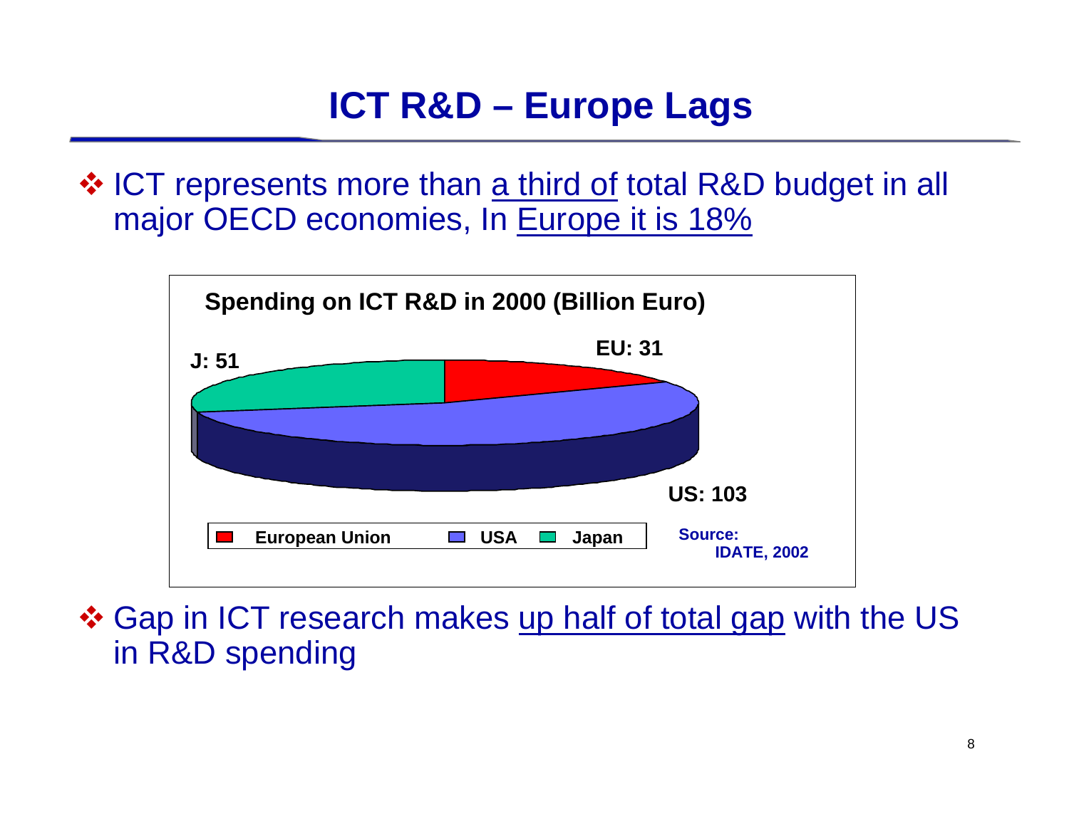# ICT R&D – Europe Lags

- ICT represents more than a third of total R&D budget in all major OECD economies, In Europe it is 18%

**Spending on ICT R&D in 2000 (Billion Euro)**

| Region | Spending (Billion Euro) |
|---|---|
| EU | 31 |
| US | 103 |
| J | 51 |

Source: IDATE, 2002

- Gap in ICT research makes up half of total gap with the US in R&D spending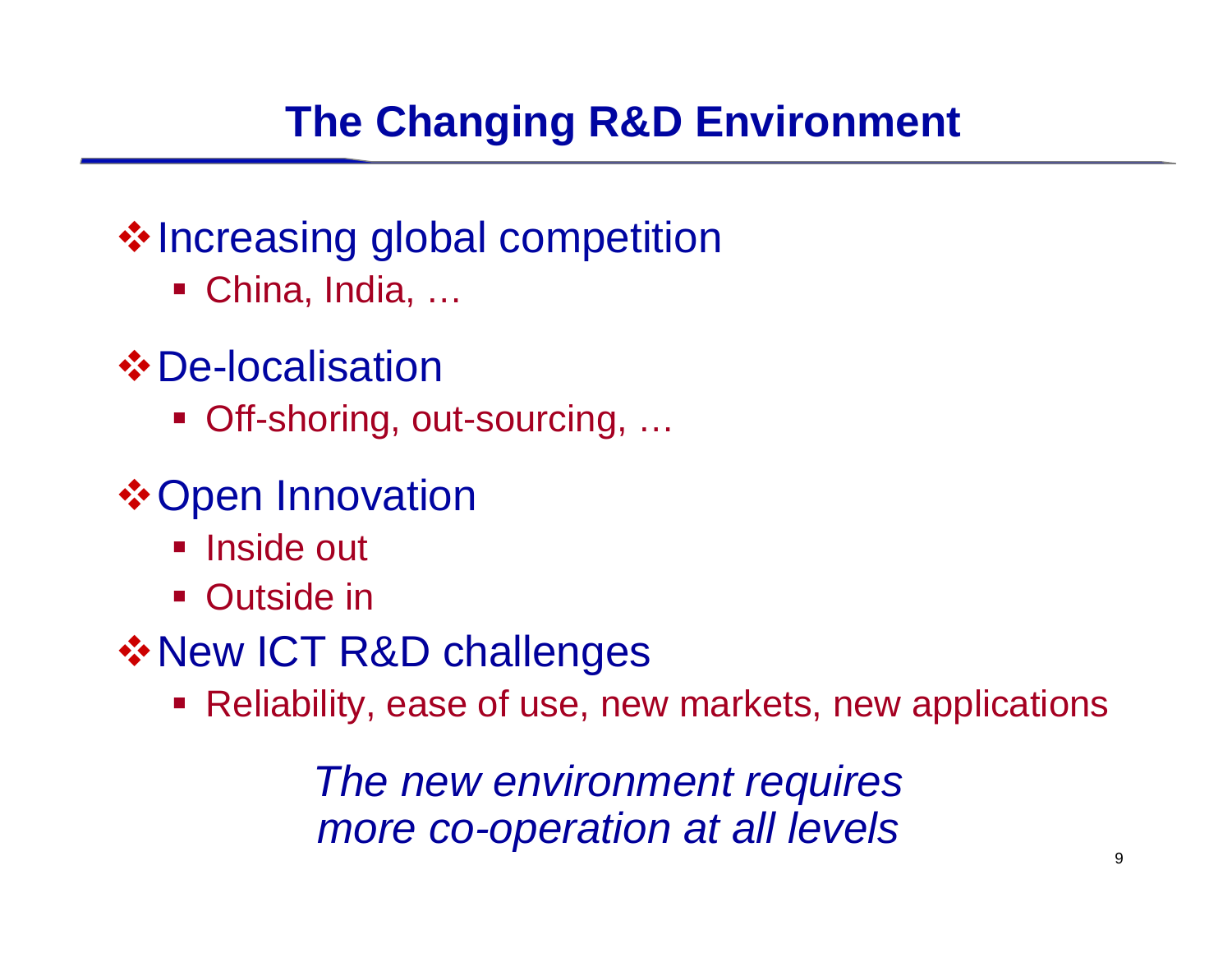# The Changing R&D Environment

- Increasing global competition
  - China, India, …
- De-localisation
  - Off-shoring, out-sourcing, …
- Open Innovation
  - Inside out
  - Outside in
- New ICT R&D challenges
  - Reliability, ease of use, new markets, new applications

*The new environment requires more co-operation at all levels*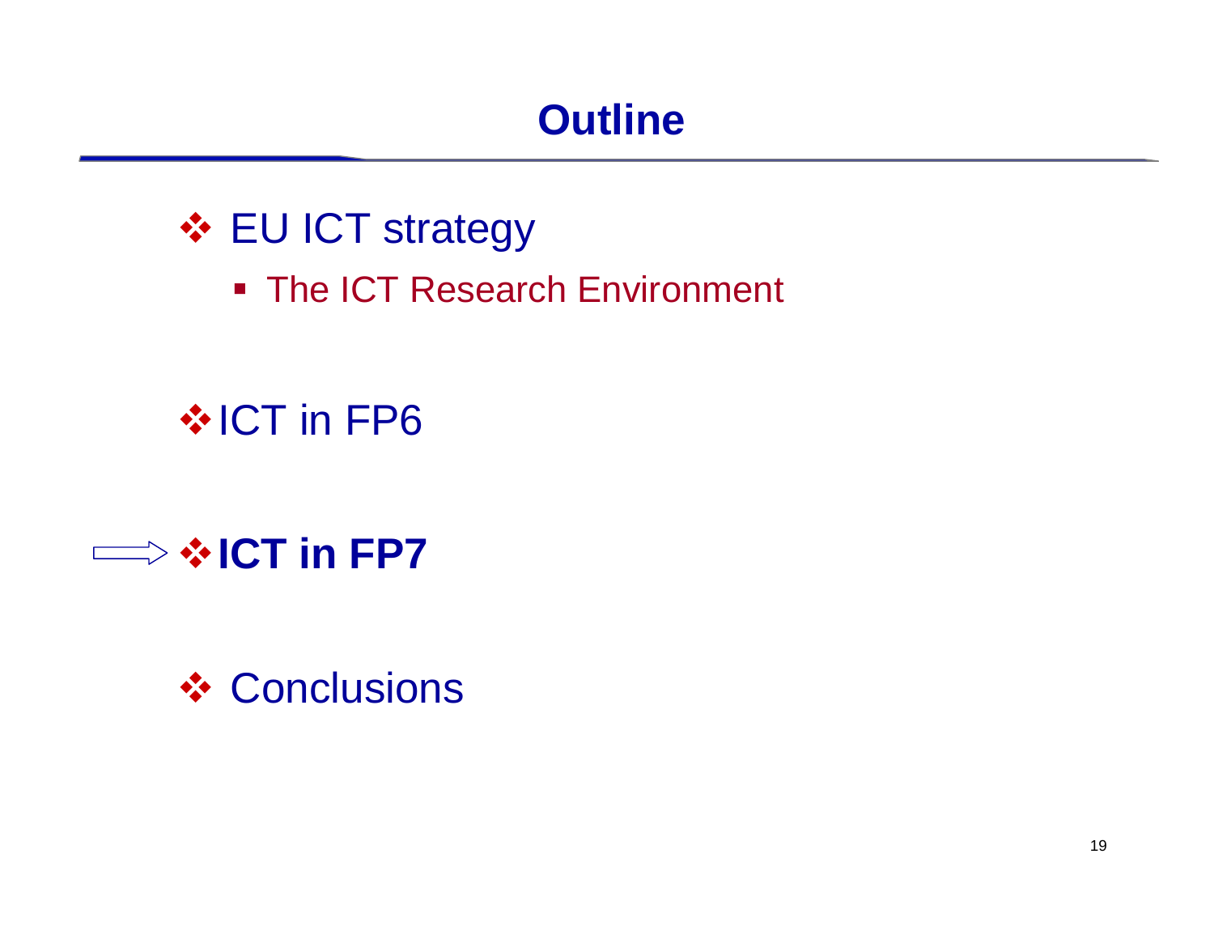# Outline

- EU ICT strategy
  - The ICT Research Environment
- ICT in FP6
- **ICT in FP7**
- Conclusions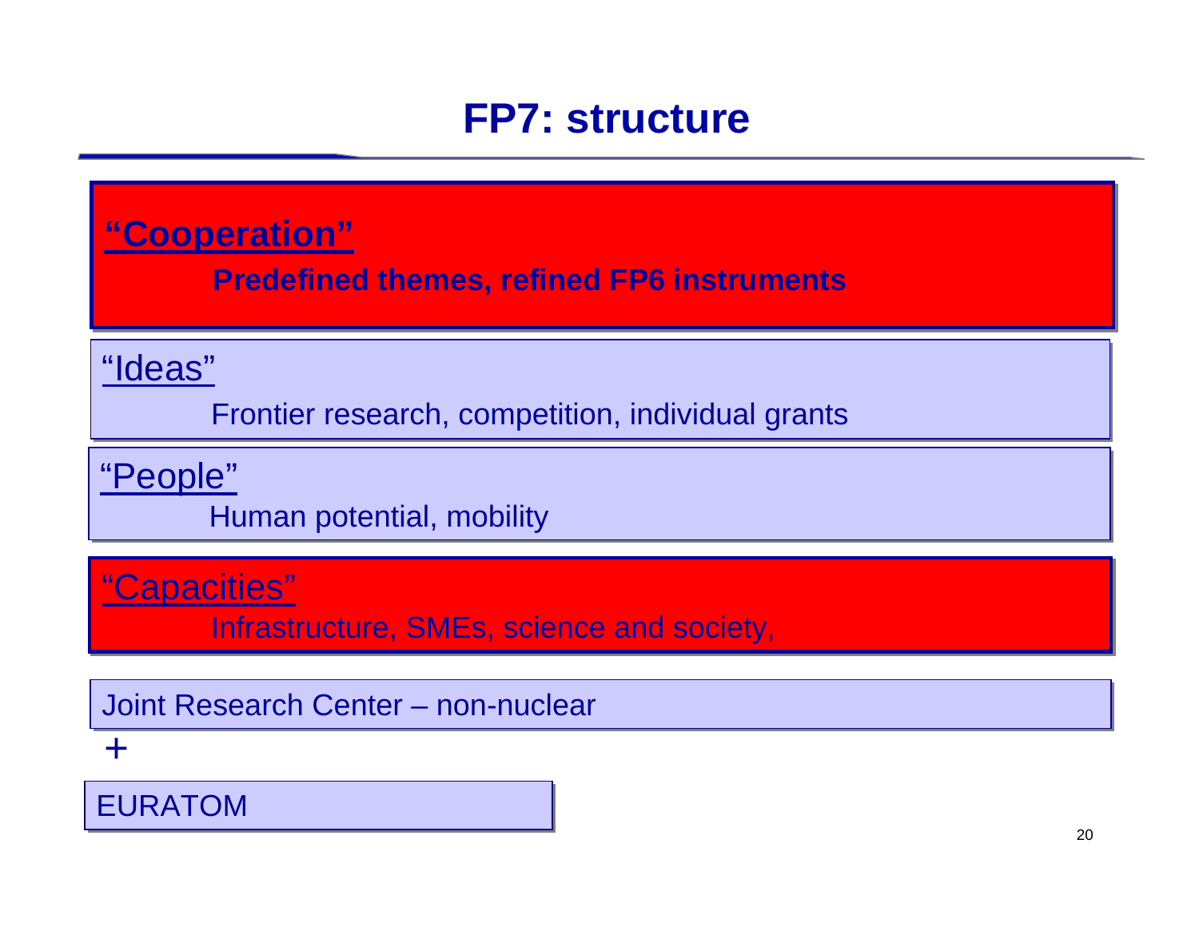# FP7: structure

**"Cooperation"**

**Predefined themes, refined FP6 instruments**

"Ideas"

Frontier research, competition, individual grants

"People"

Human potential, mobility

"Capacities"

Infrastructure, SMEs, science and society,

Joint Research Center – non-nuclear

+

EURATOM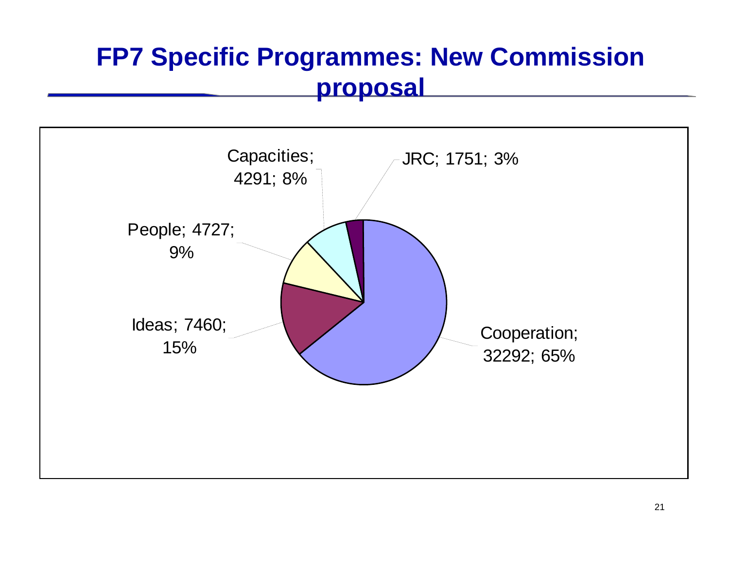# FP7 Specific Programmes: New Commission proposal

Capacities; 4291; 8%

JRC; 1751; 3%

People; 4727; 9%

Ideas; 7460; 15%

Cooperation; 32292; 65%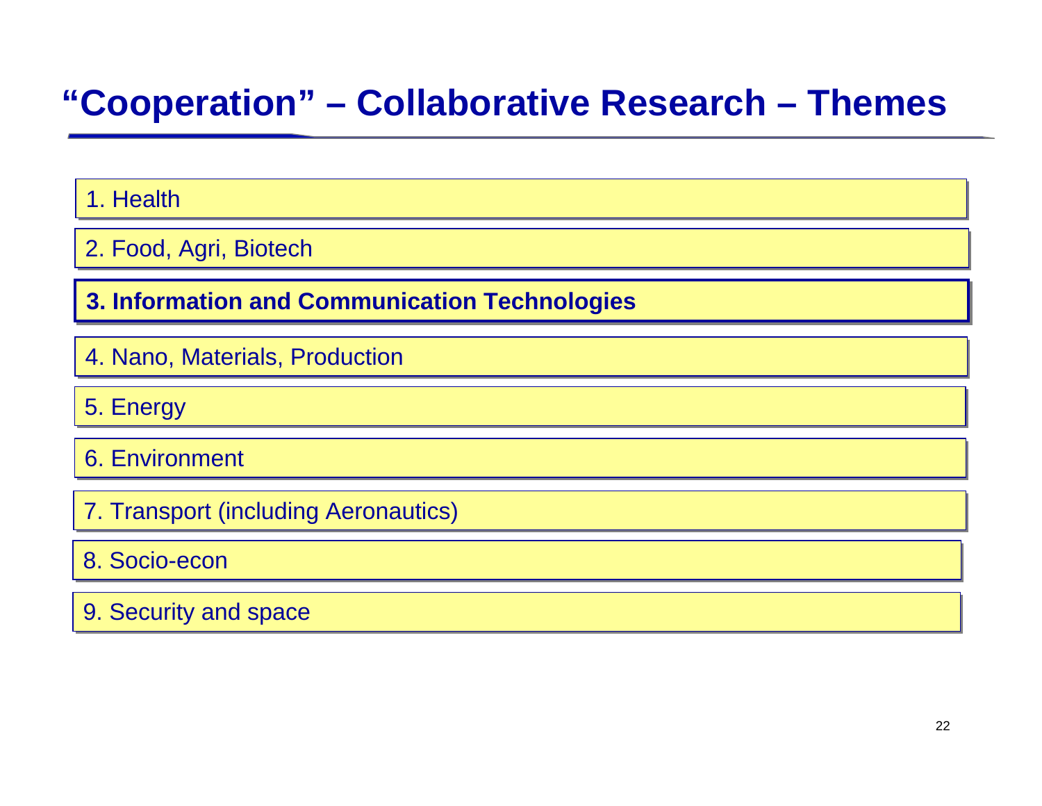# "Cooperation" – Collaborative Research – Themes

1. Health
2. Food, Agri, Biotech
3. **Information and Communication Technologies**
4. Nano, Materials, Production
5. Energy
6. Environment
7. Transport (including Aeronautics)
8. Socio-econ
9. Security and space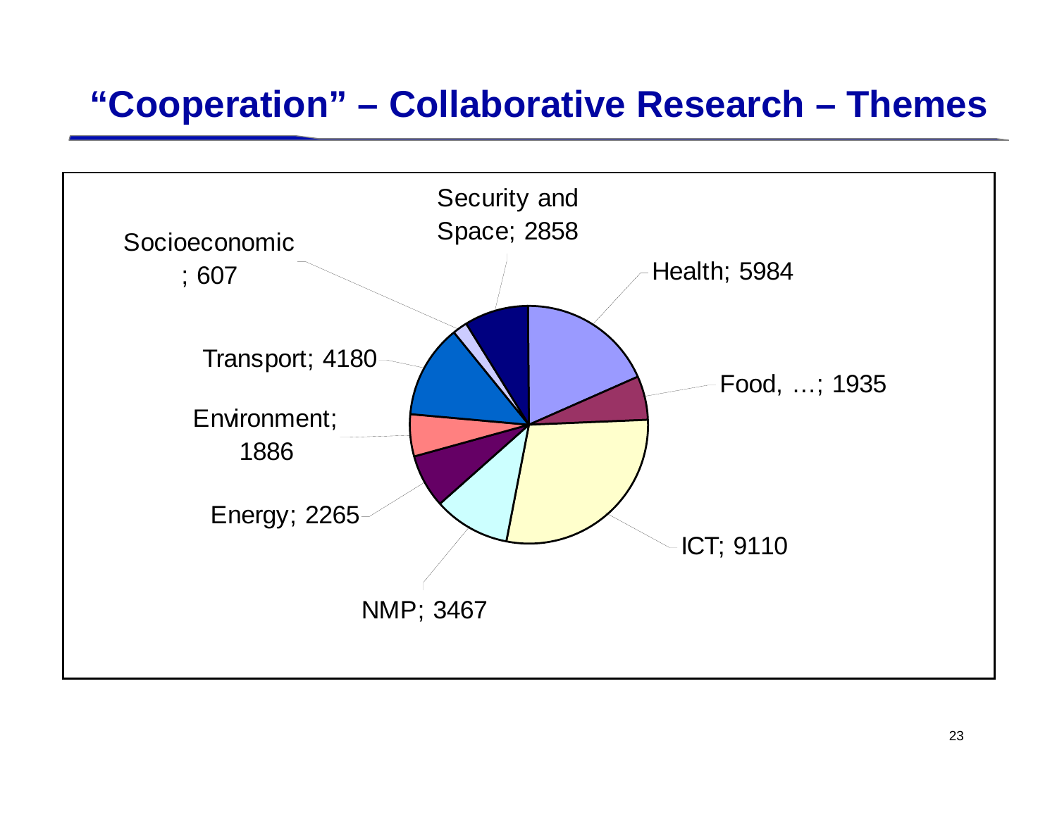# "Cooperation" – Collaborative Research – Themes

| Theme | Value |
| --- | --- |
| Health | 5984 |
| Food, … | 1935 |
| ICT | 9110 |
| NMP | 3467 |
| Energy | 2265 |
| Environment | 1886 |
| Transport | 4180 |
| Socioeconomic | 607 |
| Security and Space | 2858 |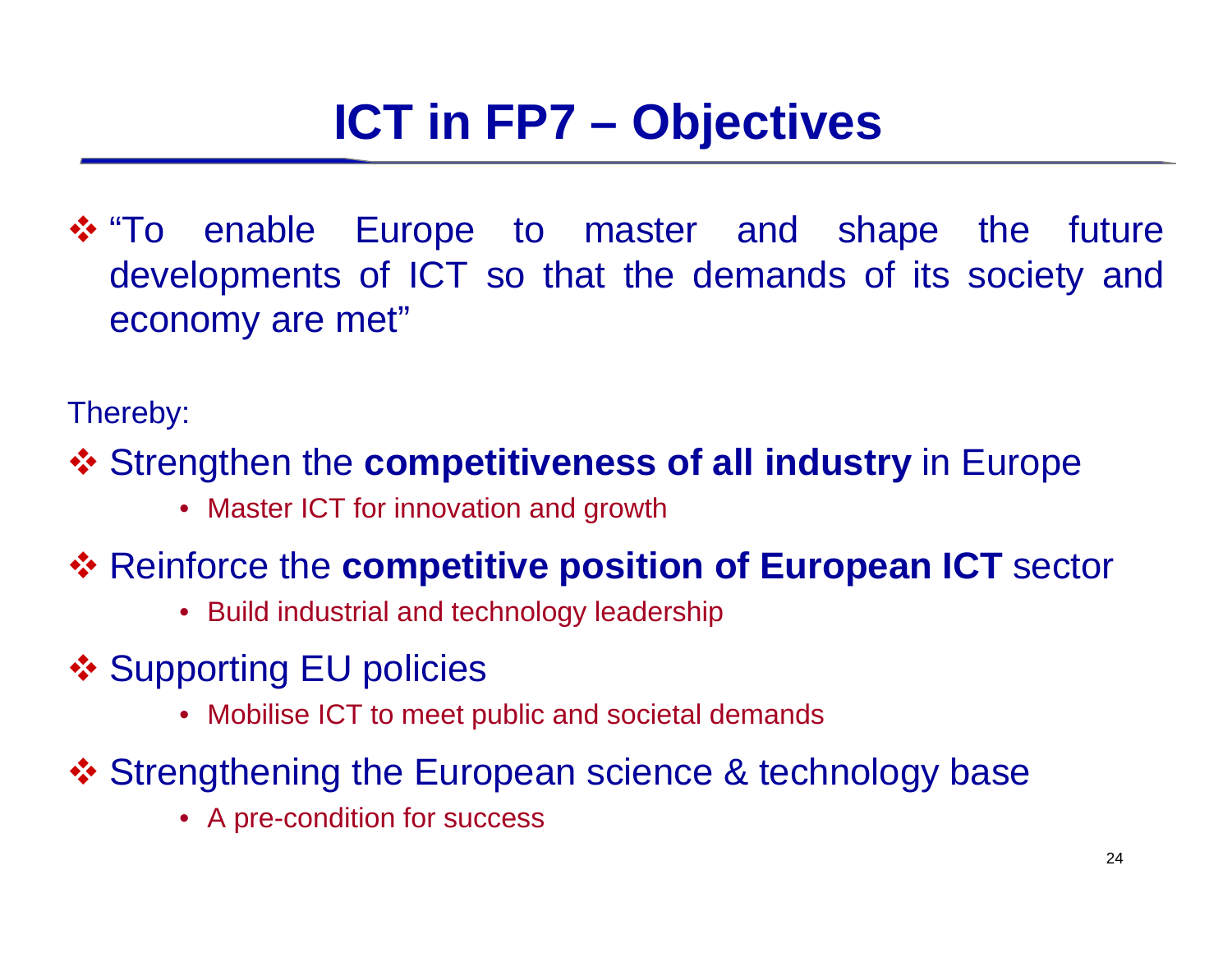# ICT in FP7 – Objectives

- "To enable Europe to master and shape the future developments of ICT so that the demands of its society and economy are met"

Thereby:

- Strengthen the **competitiveness of all industry** in Europe
  - Master ICT for innovation and growth
- Reinforce the **competitive position of European ICT** sector
  - Build industrial and technology leadership
- Supporting EU policies
  - Mobilise ICT to meet public and societal demands
- Strengthening the European science & technology base
  - A pre-condition for success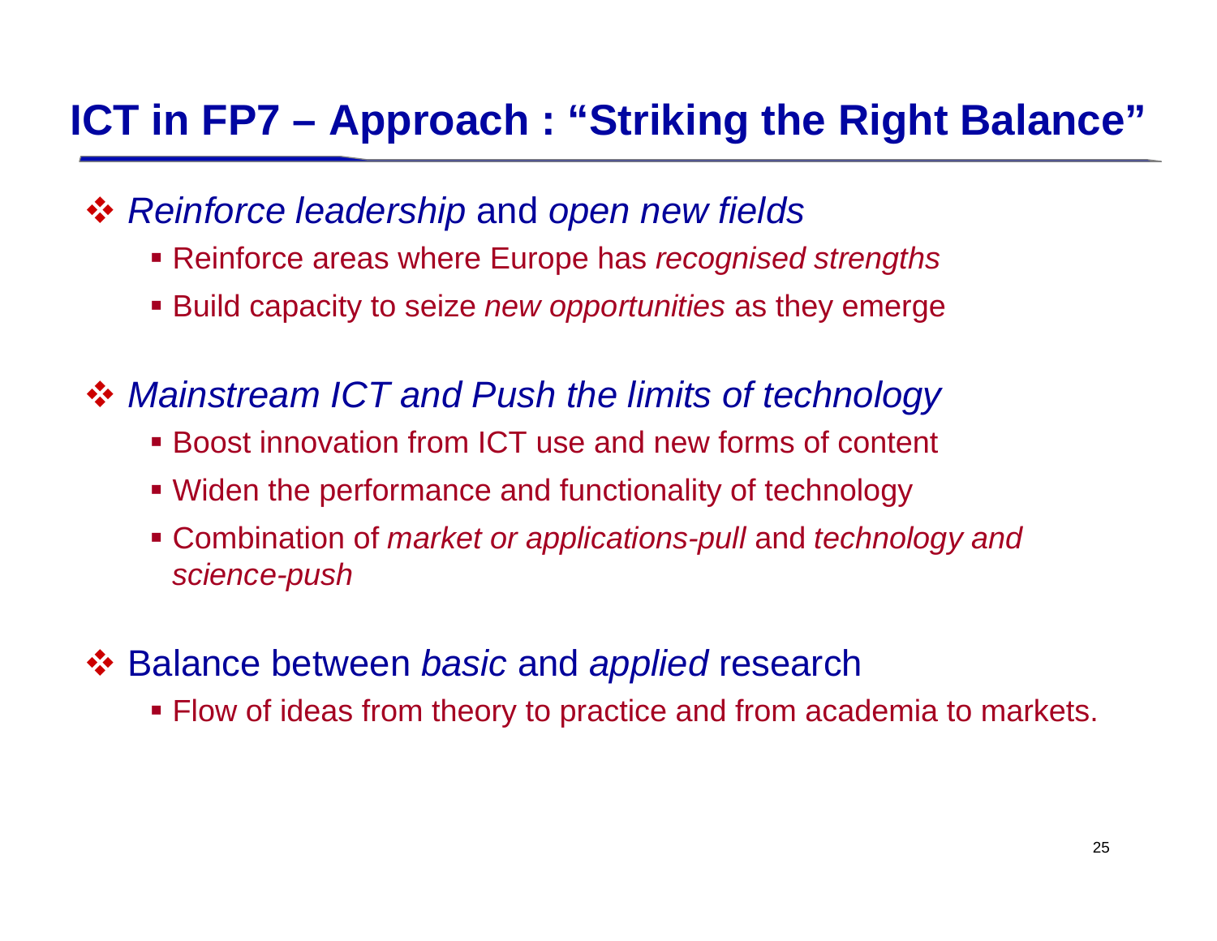# ICT in FP7 – Approach : "Striking the Right Balance"

- *Reinforce leadership* and *open new fields*
  - Reinforce areas where Europe has *recognised strengths*
  - Build capacity to seize *new opportunities* as they emerge
- *Mainstream ICT and Push the limits of technology*
  - Boost innovation from ICT use and new forms of content
  - Widen the performance and functionality of technology
  - Combination of *market or applications-pull* and *technology and science-push*
- Balance between *basic* and *applied* research
  - Flow of ideas from theory to practice and from academia to markets.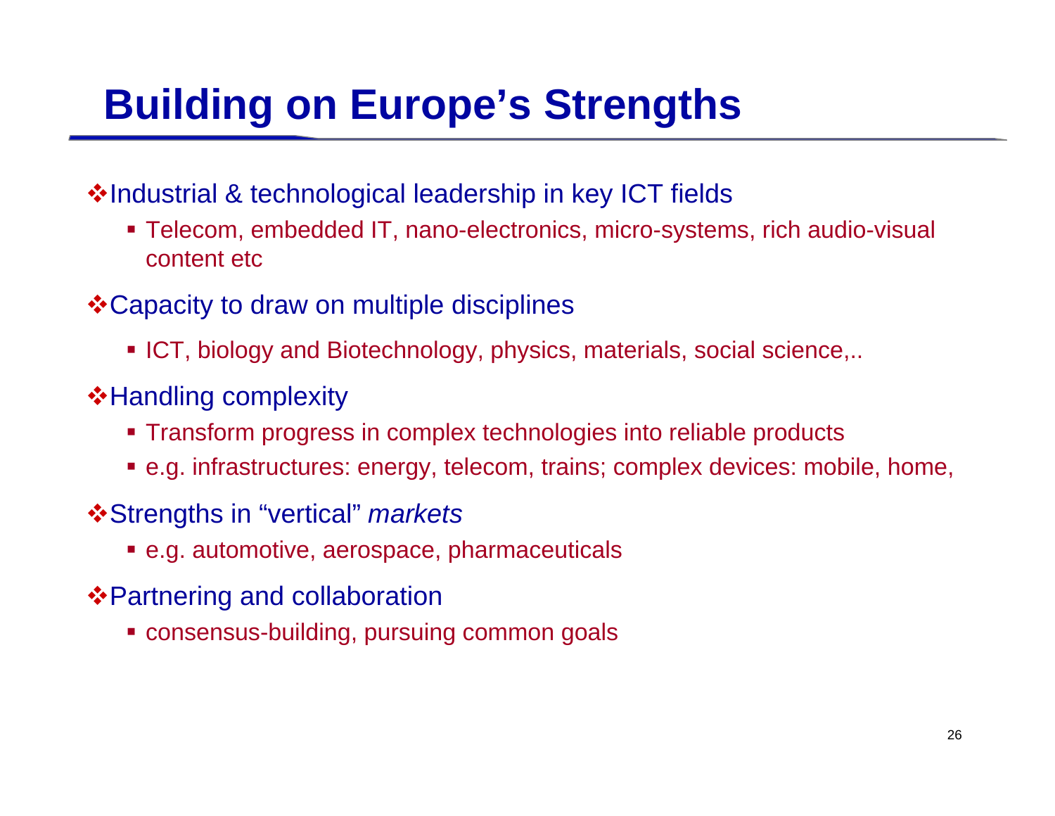# Building on Europe's Strengths

- Industrial & technological leadership in key ICT fields
  - Telecom, embedded IT, nano-electronics, micro-systems, rich audio-visual content etc
- Capacity to draw on multiple disciplines
  - ICT, biology and Biotechnology, physics, materials, social science,..
- Handling complexity
  - Transform progress in complex technologies into reliable products
  - e.g. infrastructures: energy, telecom, trains; complex devices: mobile, home,
- Strengths in "vertical" *markets*
  - e.g. automotive, aerospace, pharmaceuticals
- Partnering and collaboration
  - consensus-building, pursuing common goals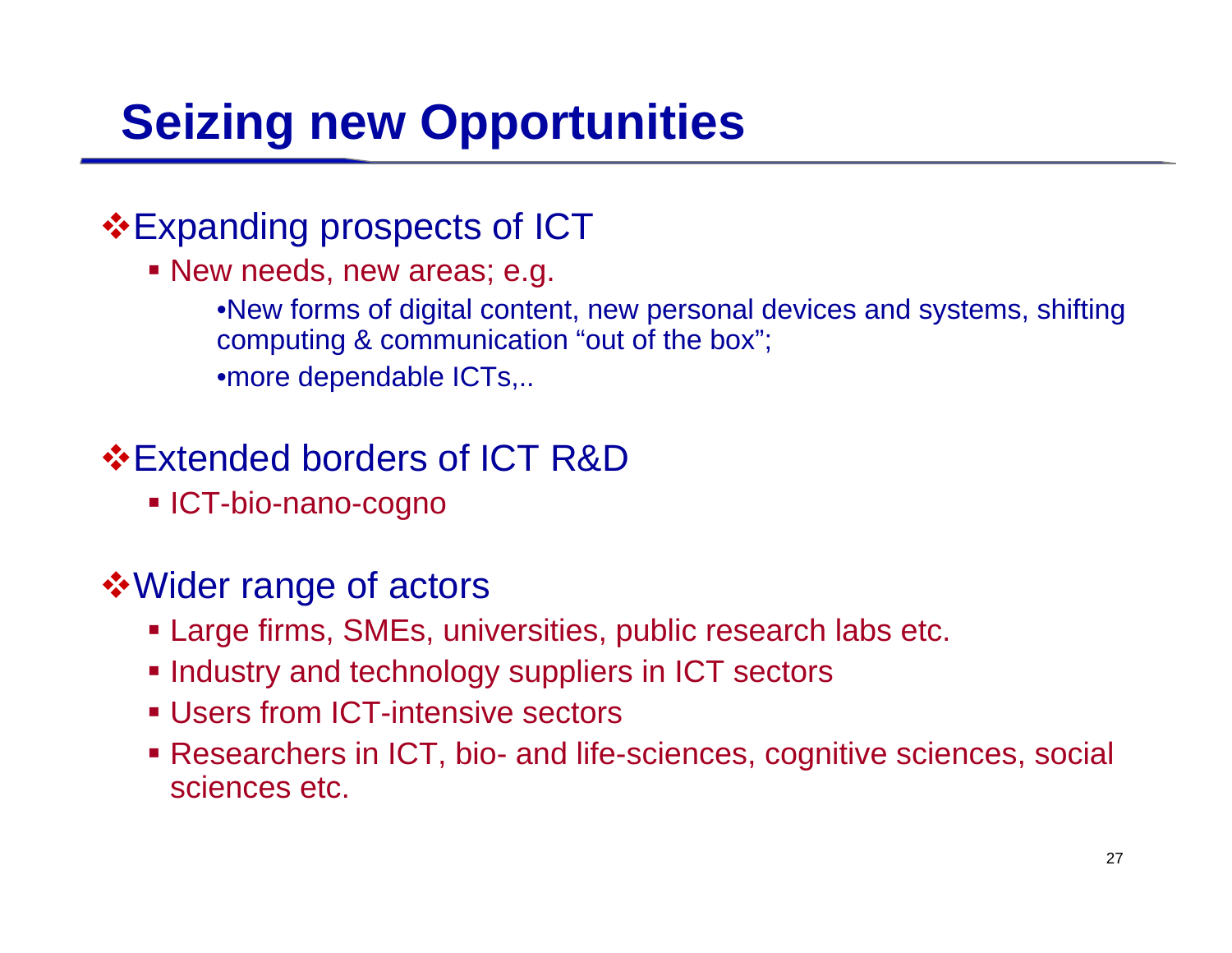# Seizing new Opportunities

- Expanding prospects of ICT
  - New needs, new areas; e.g.
    - New forms of digital content, new personal devices and systems, shifting computing & communication "out of the box";
    - more dependable ICTs,..

- Extended borders of ICT R&D
  - ICT-bio-nano-cogno

- Wider range of actors
  - Large firms, SMEs, universities, public research labs etc.
  - Industry and technology suppliers in ICT sectors
  - Users from ICT-intensive sectors
  - Researchers in ICT, bio- and life-sciences, cognitive sciences, social sciences etc.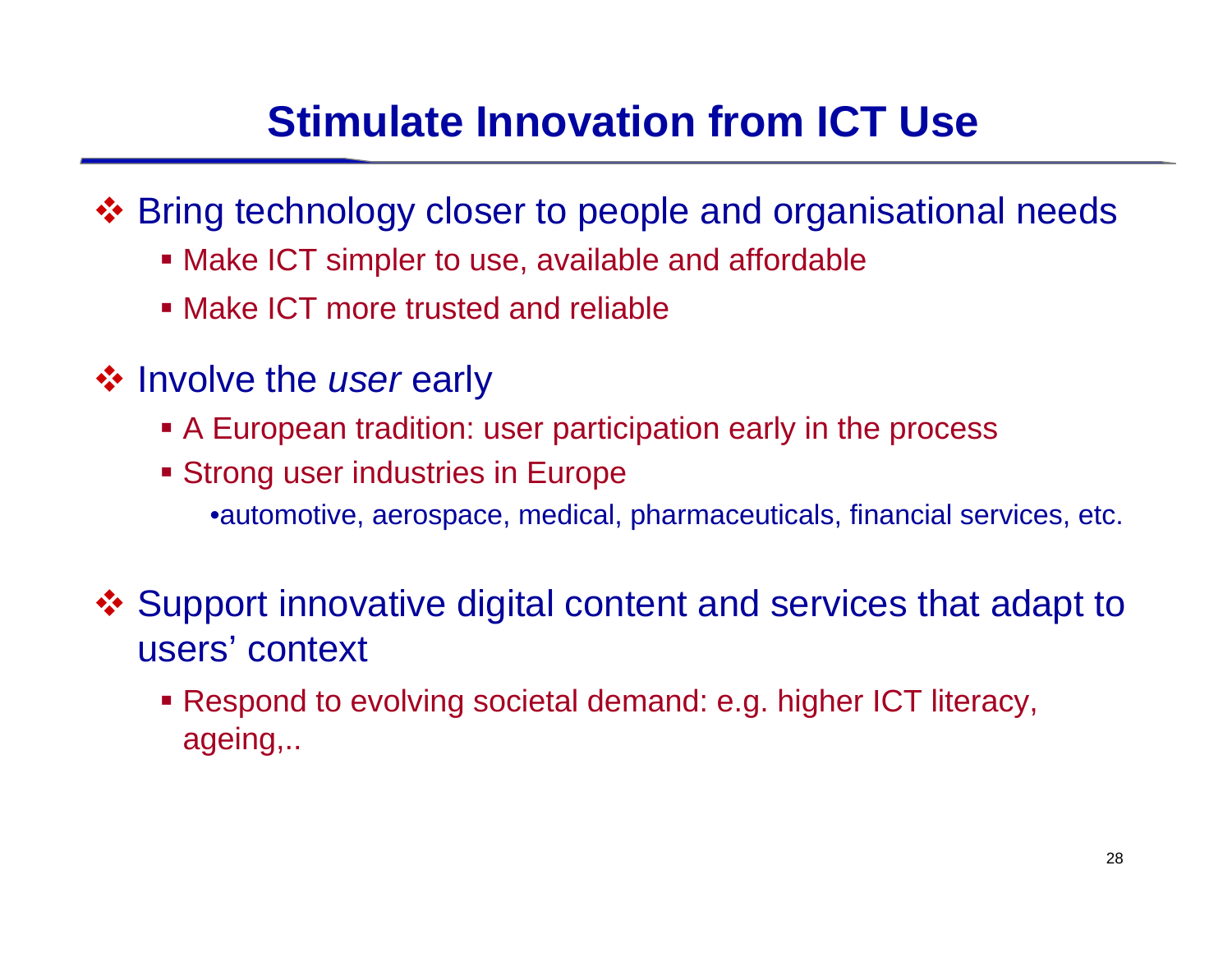# Stimulate Innovation from ICT Use

- Bring technology closer to people and organisational needs
  - Make ICT simpler to use, available and affordable
  - Make ICT more trusted and reliable
- Involve the *user* early
  - A European tradition: user participation early in the process
  - Strong user industries in Europe
    - automotive, aerospace, medical, pharmaceuticals, financial services, etc.
- Support innovative digital content and services that adapt to users' context
  - Respond to evolving societal demand: e.g. higher ICT literacy, ageing,..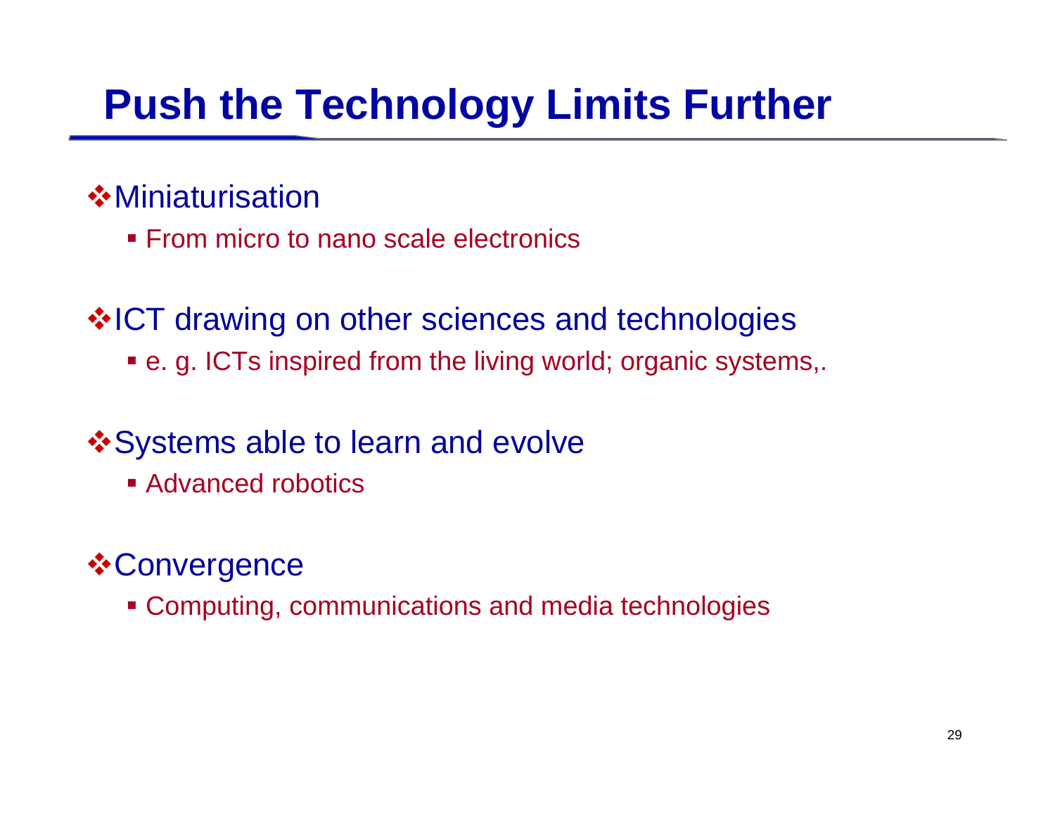# Push the Technology Limits Further

- Miniaturisation
  - From micro to nano scale electronics

- ICT drawing on other sciences and technologies
  - e. g. ICTs inspired from the living world; organic systems,.

- Systems able to learn and evolve
  - Advanced robotics

- Convergence
  - Computing, communications and media technologies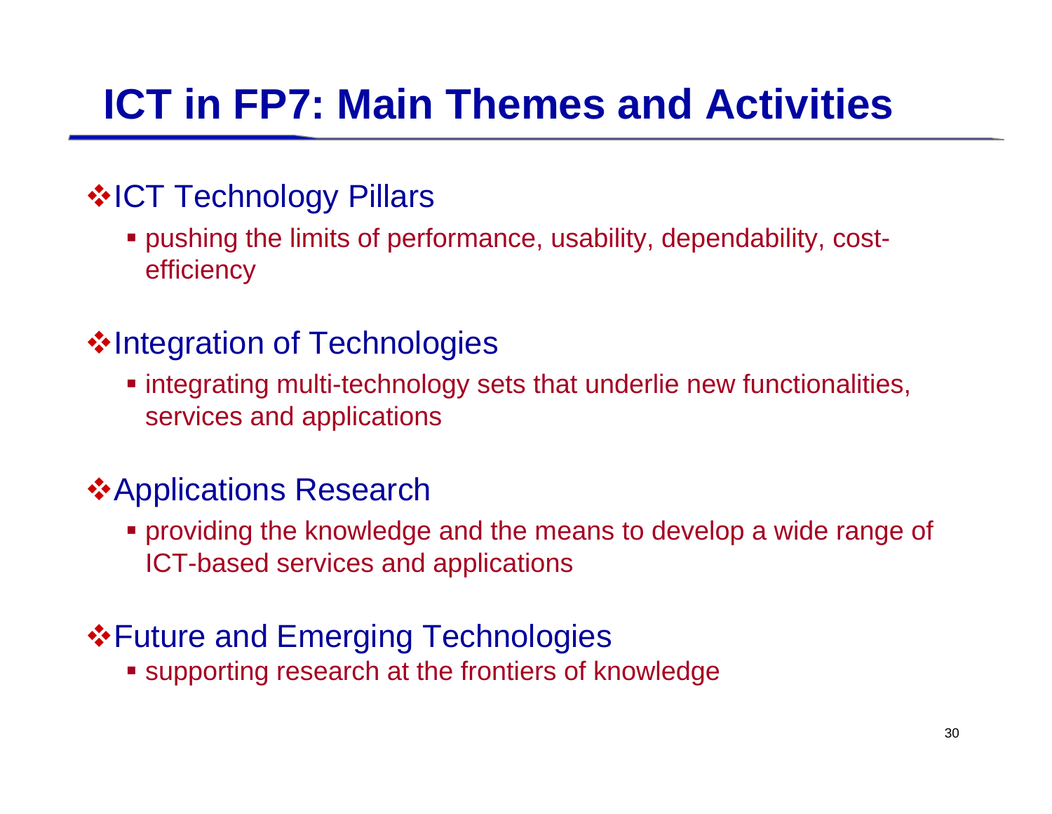# ICT in FP7: Main Themes and Activities

- **ICT Technology Pillars**
  - pushing the limits of performance, usability, dependability, cost-efficiency
- **Integration of Technologies**
  - integrating multi-technology sets that underlie new functionalities, services and applications
- **Applications Research**
  - providing the knowledge and the means to develop a wide range of ICT-based services and applications
- **Future and Emerging Technologies**
  - supporting research at the frontiers of knowledge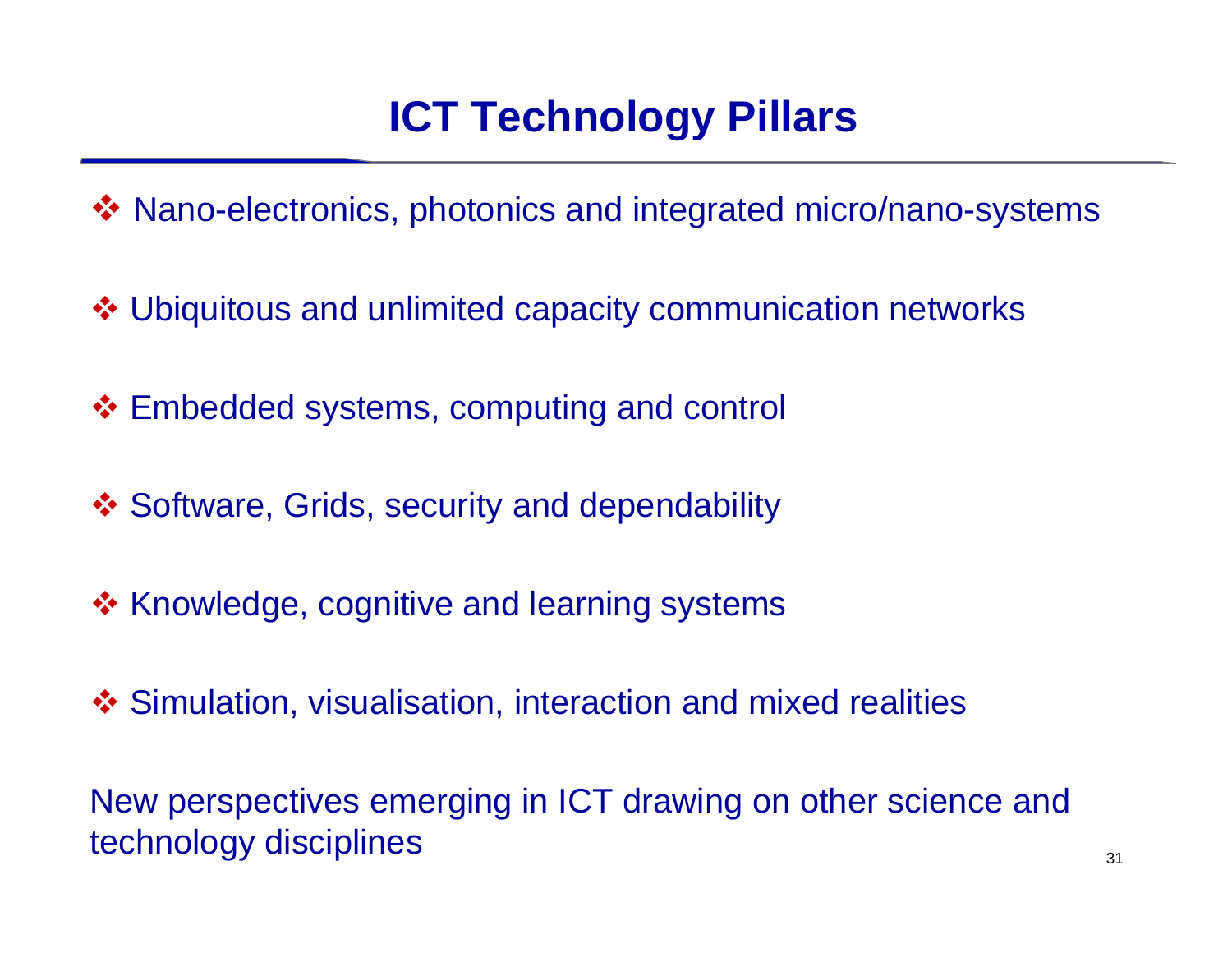# ICT Technology Pillars

- Nano-electronics, photonics and integrated micro/nano-systems
- Ubiquitous and unlimited capacity communication networks
- Embedded systems, computing and control
- Software, Grids, security and dependability
- Knowledge, cognitive and learning systems
- Simulation, visualisation, interaction and mixed realities

New perspectives emerging in ICT drawing on other science and technology disciplines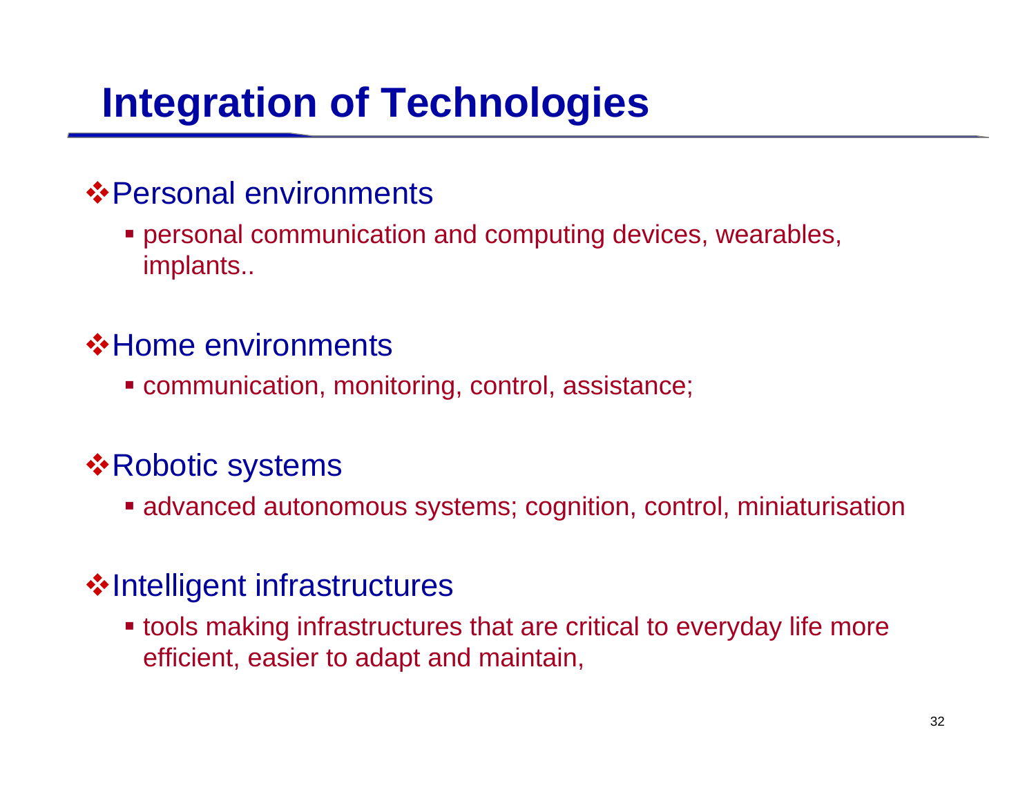# Integration of Technologies

- Personal environments
  - personal communication and computing devices, wearables, implants..
- Home environments
  - communication, monitoring, control, assistance;
- Robotic systems
  - advanced autonomous systems; cognition, control, miniaturisation
- Intelligent infrastructures
  - tools making infrastructures that are critical to everyday life more efficient, easier to adapt and maintain,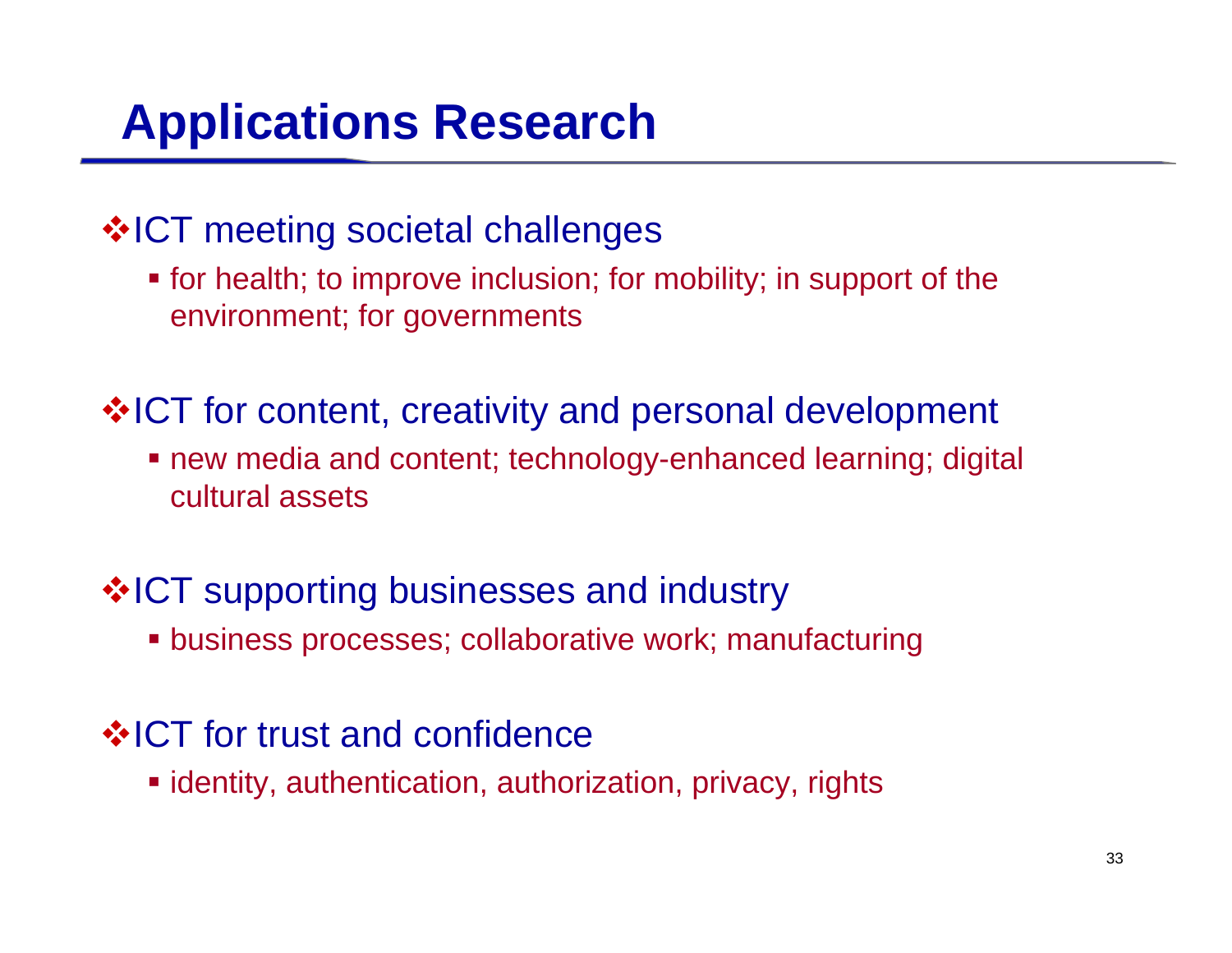# Applications Research

- ICT meeting societal challenges
  - for health; to improve inclusion; for mobility; in support of the environment; for governments
- ICT for content, creativity and personal development
  - new media and content; technology-enhanced learning; digital cultural assets
- ICT supporting businesses and industry
  - business processes; collaborative work; manufacturing
- ICT for trust and confidence
  - identity, authentication, authorization, privacy, rights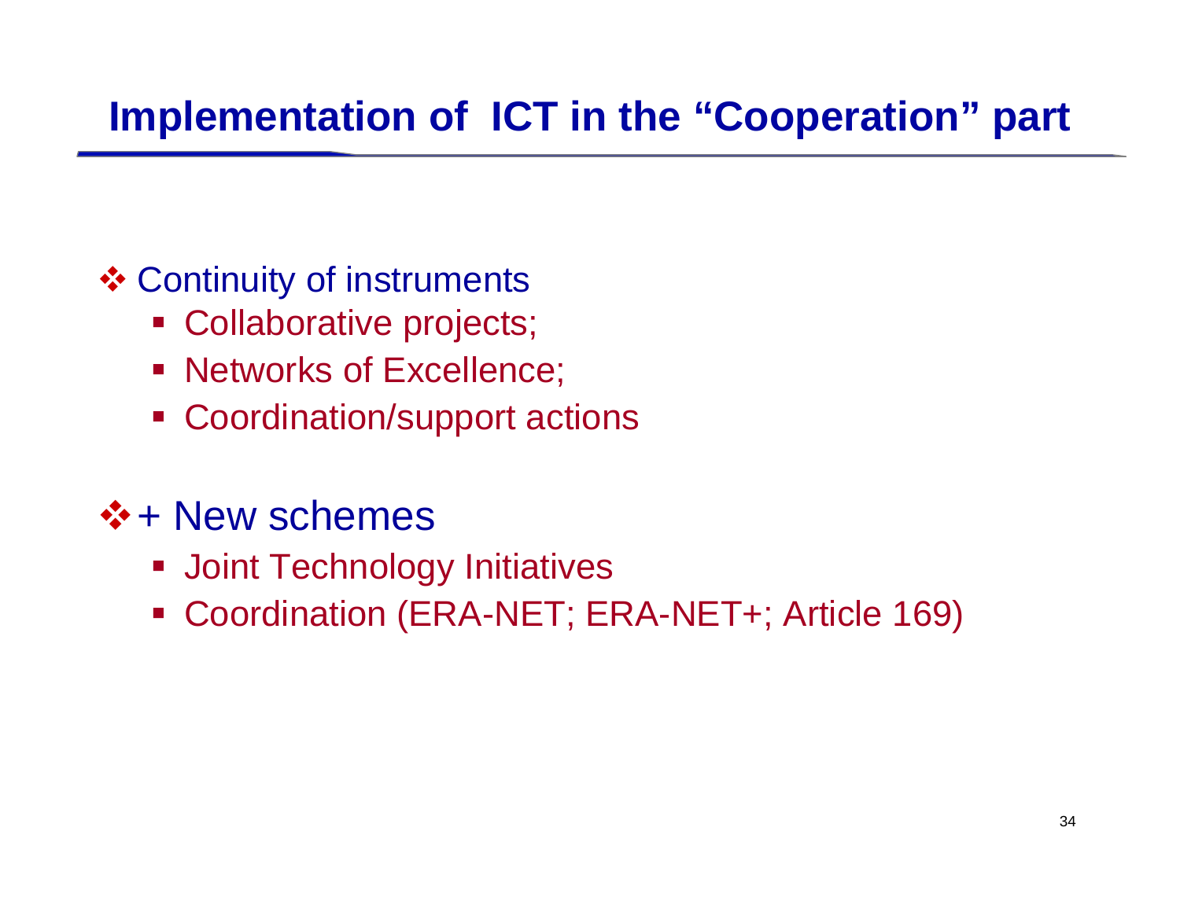# Implementation of ICT in the “Cooperation” part

- Continuity of instruments
  - Collaborative projects;
  - Networks of Excellence;
  - Coordination/support actions

- + New schemes
  - Joint Technology Initiatives
  - Coordination (ERA-NET; ERA-NET+; Article 169)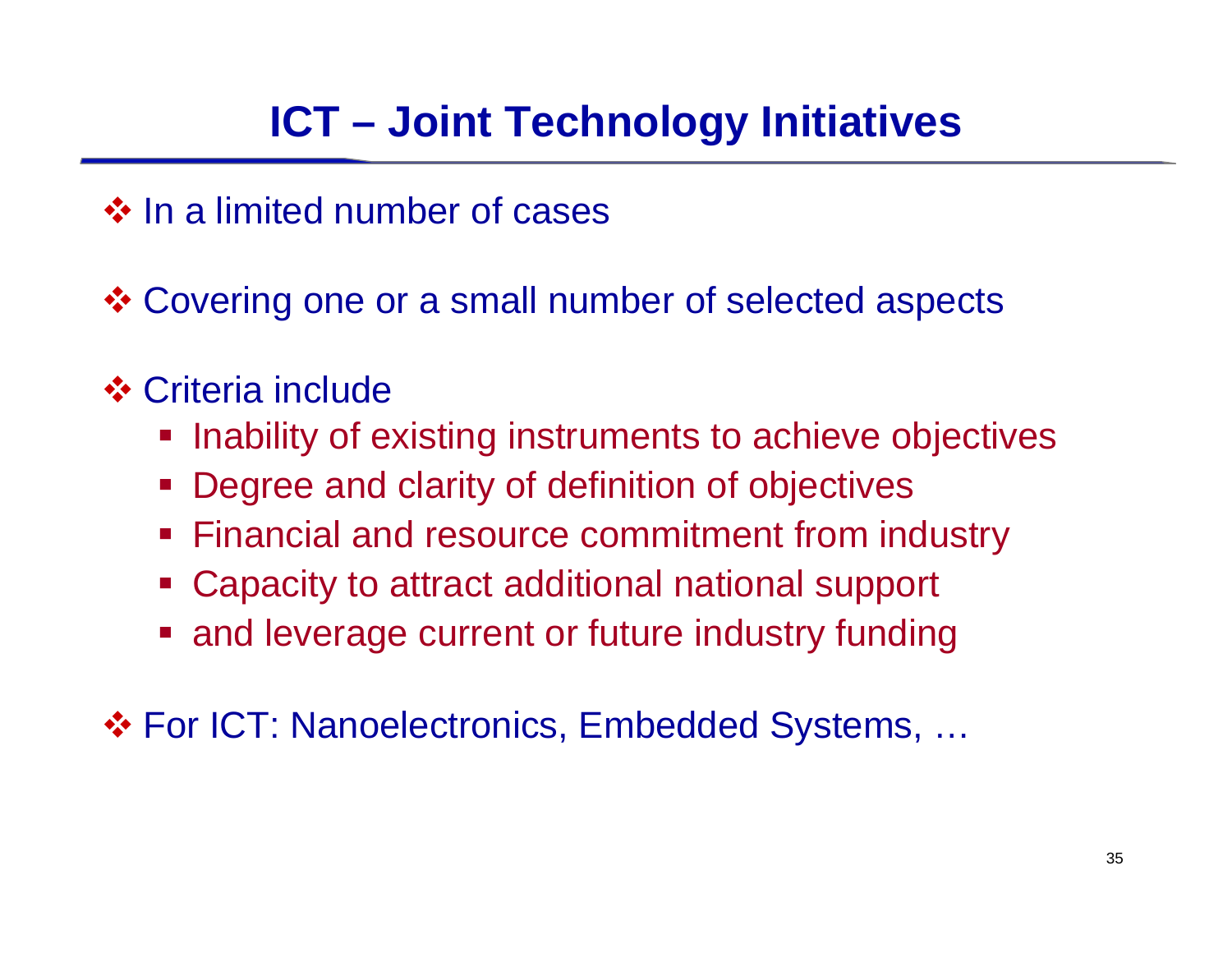# ICT – Joint Technology Initiatives

- In a limited number of cases
- Covering one or a small number of selected aspects
- Criteria include
  - Inability of existing instruments to achieve objectives
  - Degree and clarity of definition of objectives
  - Financial and resource commitment from industry
  - Capacity to attract additional national support
  - and leverage current or future industry funding
- For ICT: Nanoelectronics, Embedded Systems, …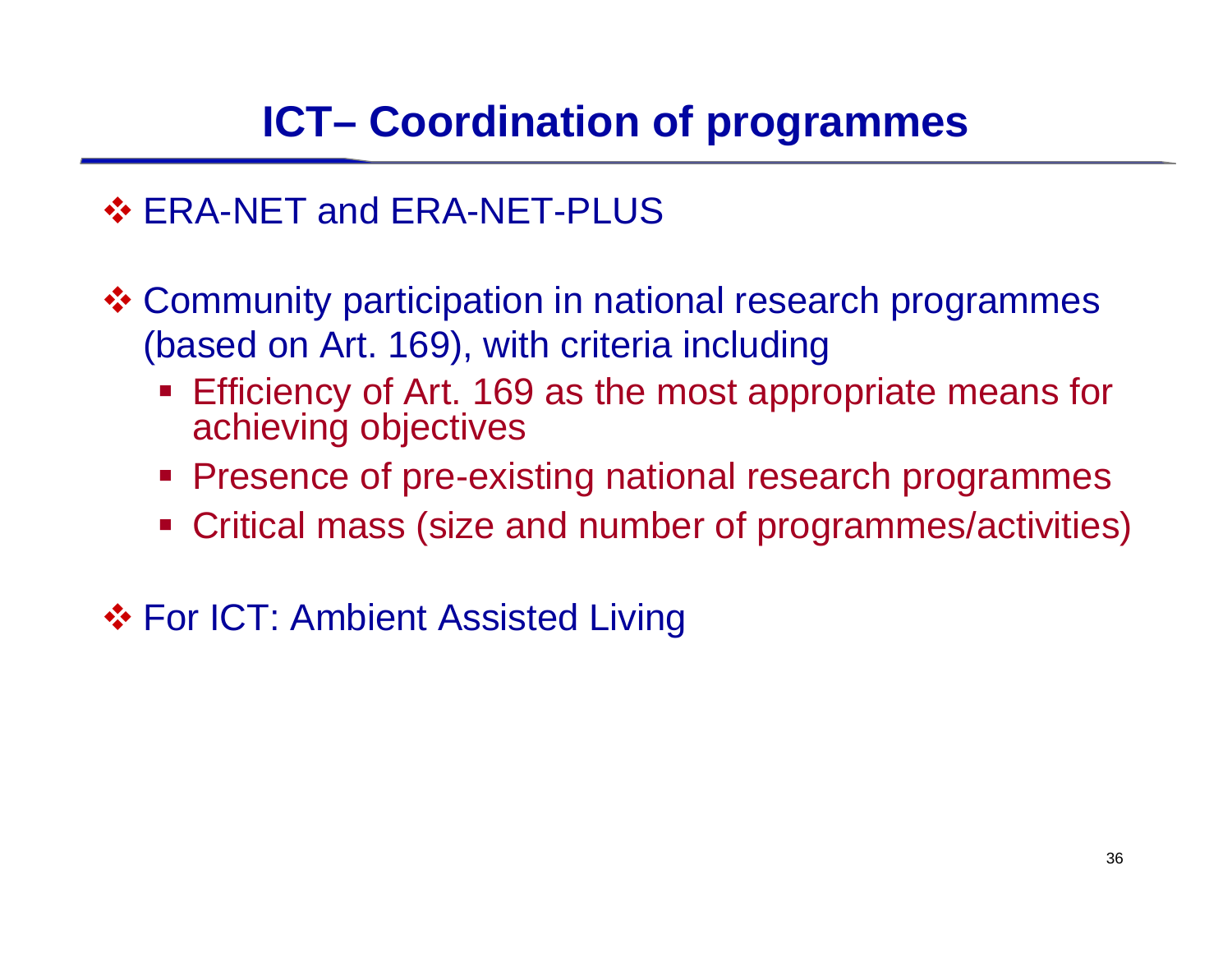# ICT– Coordination of programmes

- ERA-NET and ERA-NET-PLUS

- Community participation in national research programmes (based on Art. 169), with criteria including
  - Efficiency of Art. 169 as the most appropriate means for achieving objectives
  - Presence of pre-existing national research programmes
  - Critical mass (size and number of programmes/activities)

- For ICT: Ambient Assisted Living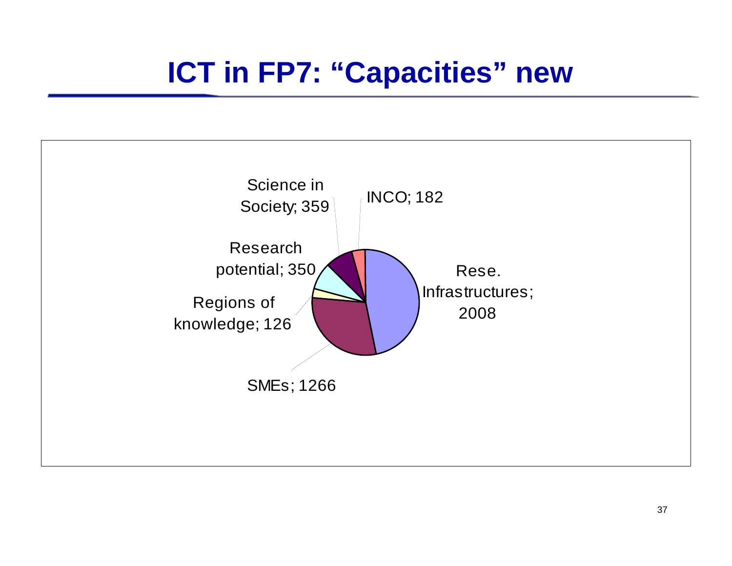# ICT in FP7: “Capacities” new

Science in Society; 359

INCO; 182

Research potential; 350

Rese. Infrastructures; 2008

Regions of knowledge; 126

SMEs; 1266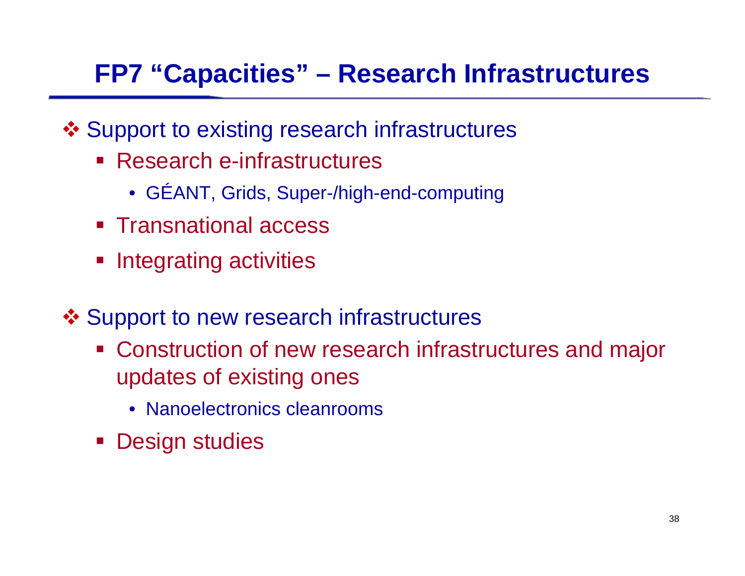# FP7 “Capacities” – Research Infrastructures

- Support to existing research infrastructures
  - Research e-infrastructures
    - GÉANT, Grids, Super-/high-end-computing
  - Transnational access
  - Integrating activities

- Support to new research infrastructures
  - Construction of new research infrastructures and major updates of existing ones
    - Nanoelectronics cleanrooms
  - Design studies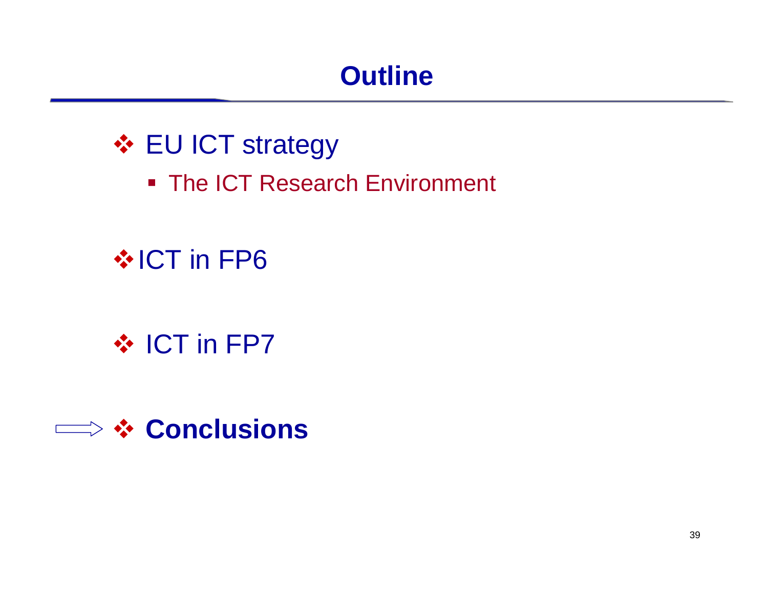# Outline

- EU ICT strategy
  - The ICT Research Environment
- ICT in FP6
- ICT in FP7
- ⟹ **Conclusions**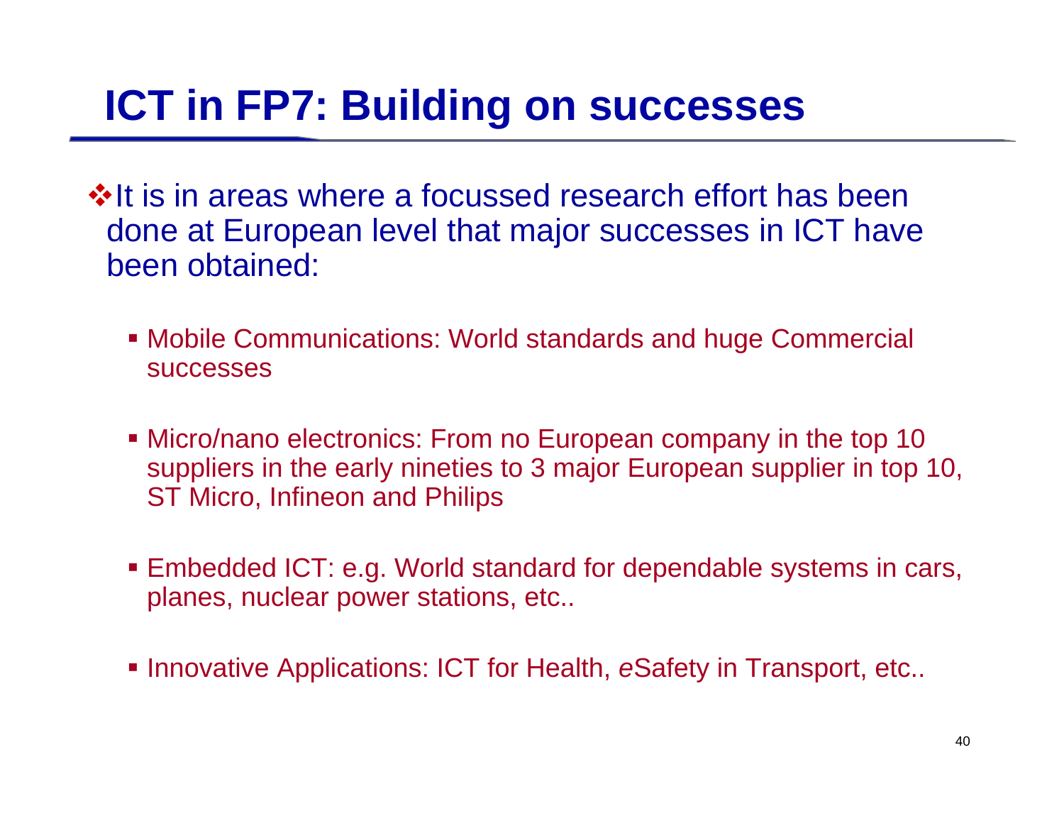# ICT in FP7: Building on successes

- It is in areas where a focussed research effort has been done at European level that major successes in ICT have been obtained:

  - Mobile Communications: World standards and huge Commercial successes

  - Micro/nano electronics: From no European company in the top 10 suppliers in the early nineties to 3 major European supplier in top 10, ST Micro, Infineon and Philips

  - Embedded ICT: e.g. World standard for dependable systems in cars, planes, nuclear power stations, etc..

  - Innovative Applications: ICT for Health, *e*Safety in Transport, etc..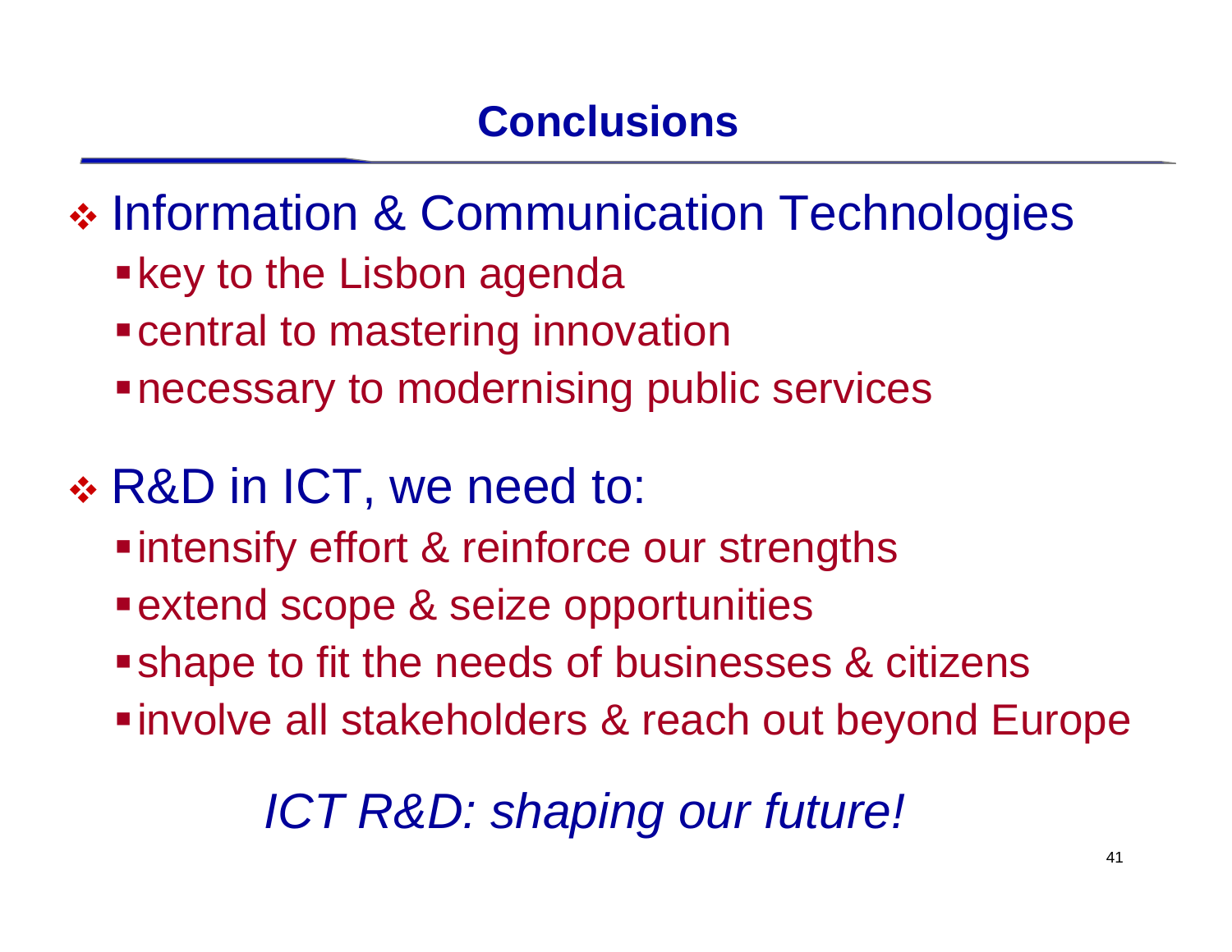# Conclusions

- Information & Communication Technologies
  - key to the Lisbon agenda
  - central to mastering innovation
  - necessary to modernising public services

- R&D in ICT, we need to:
  - intensify effort & reinforce our strengths
  - extend scope & seize opportunities
  - shape to fit the needs of businesses & citizens
  - involve all stakeholders & reach out beyond Europe

*ICT R&D: shaping our future!*